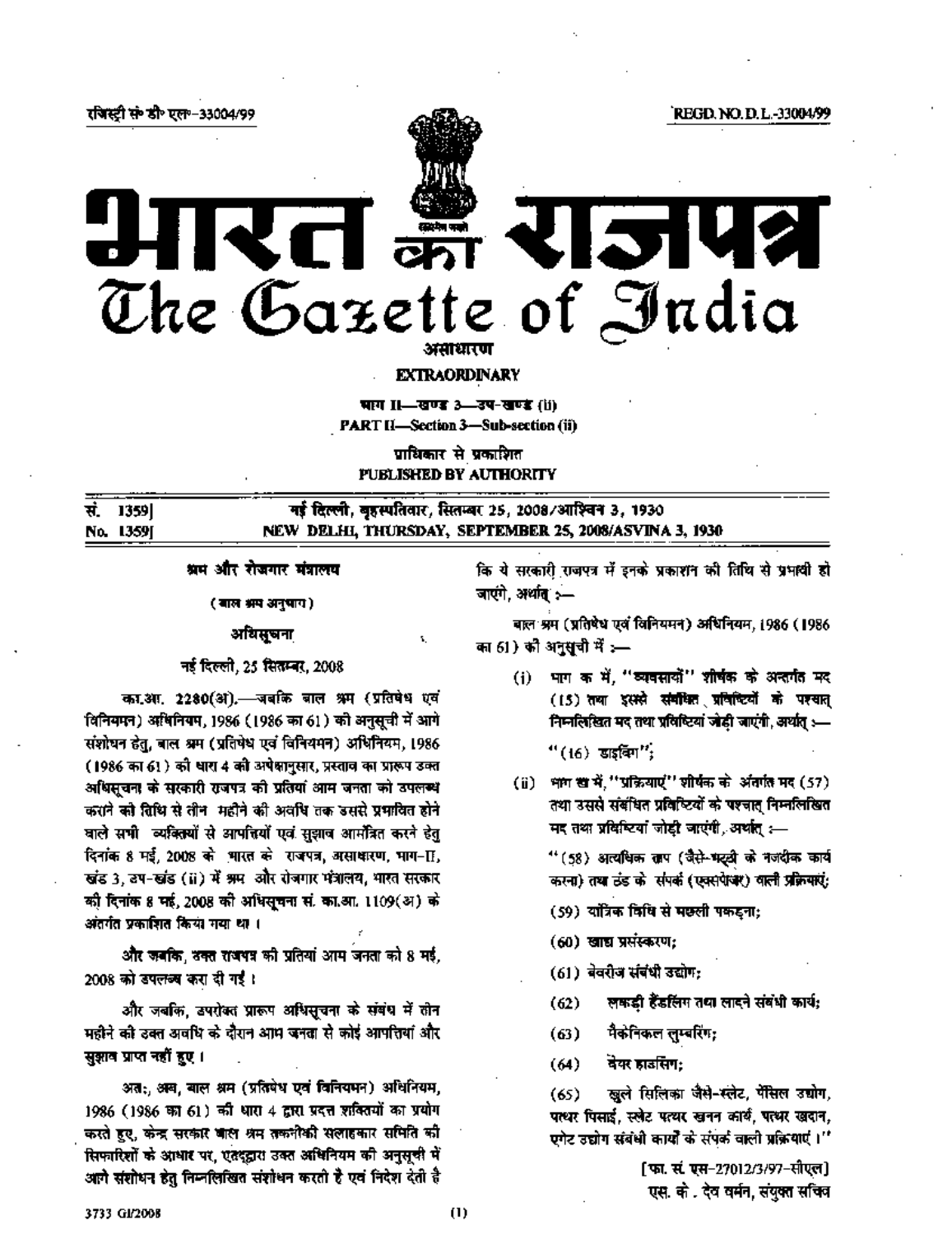रजिस्ट्री सं॰ डी॰ एल॰-33004/99 REGD. NO. D. L.-33004/99

# भारत का राजपत्र
# The Gazette of India

असाधारण
**EXTRAORDINARY**

भाग II—खण्ड 3—उप-खण्ड (ii)
**PART II—Section 3—Sub-section (ii)**

प्राधिकार से प्रकाशित
**PUBLISHED BY AUTHORITY**

| | |
|---|---|
| सं. 1359] | नई दिल्ली, बृहस्पतिवार, सितम्बर 25, 2008/आश्विन 3, 1930 |
| No. 1359] | NEW DELHI, THURSDAY, SEPTEMBER 25, 2008/ASVINA 3, 1930 |

## श्रम और रोजगार मंत्रालय

(बाल श्रम अनुभाग)

### अधिसूचना

नई दिल्ली, 25 सितम्बर, 2008

का.आ. 2280(अ).—जबकि बाल श्रम (प्रतिषेध एवं विनियमन) अधिनियम, 1986 (1986 का 61) की अनुसूची में आगे संशोधन हेतु, बाल श्रम (प्रतिषेध एवं विनियमन) अधिनियम, 1986 (1986 का 61) की धारा 4 की अपेक्षानुसार, प्रस्ताव का प्रारूप उक्त अधिसूचना के सरकारी राजपत्र की प्रतियां आम जनता को उपलब्ध कराने की तिथि से तीन महीने की अवधि तक उससे प्रभावित होने वाले सभी व्यक्तियों से आपत्तियों एवं सुझाव आमंत्रित करने हेतु दिनांक 8 मई, 2008 के भारत के राजपत्र, असाधारण, भाग-II, खंड 3, उप-खंड (ii) में श्रम और रोजगार मंत्रालय, भारत सरकार की दिनांक 8 मई, 2008 की अधिसूचना सं. का.आ. 1109(अ) के अंतर्गत प्रकाशित किया गया था ।

और जबकि, उक्त राजपत्र की प्रतियां आम जनता को 8 मई, 2008 को उपलब्ध करा दी गई ।

और जबकि, उपरोक्त प्रारूप अधिसूचना के संबंध में तीन महीने की उक्त अवधि के दौरान आम जनता से कोई आपत्तियां और सुझाव प्राप्त नहीं हुए ।

अतः, अब, बाल श्रम (प्रतिषेध एवं विनियमन) अधिनियम, 1986 (1986 का 61) की धारा 4 द्वारा प्रदत्त शक्तियों का प्रयोग करते हुए, केन्द्र सरकार बाल श्रम तकनीकी सलाहकार समिति की सिफारिशों के आधार पर, एतद्द्वारा उक्त अधिनियम की अनुसूची में आगे संशोधन हेतु निम्नलिखित संशोधन करती है एवं निदेश देती है कि ये सरकारी राजपत्र में इनके प्रकाशन की तिथि से प्रभावी हो जाएंगी, अर्थात् :—

बाल श्रम (प्रतिषेध एवं विनियमन) अधिनियम, 1986 (1986 का 61) की अनुसूची में :—

(i) भाग क में, "व्यवसायों" शीर्षक के अन्तर्गत मद (15) तथा इससे संबंधित प्रविष्टियों के पश्चात् निम्नलिखित मद तथा प्रविष्टियां जोड़ी जाएंगी, अर्थात् :—

"(16) डाइविंग";

(ii) भाग ख में, "प्रक्रियाएं" शीर्षक के अंतर्गत मद (57) तथा उससे संबंधित प्रविष्टियों के पश्चात् निम्नलिखित मद तथा प्रविष्टियां जोड़ी जाएंगी, अर्थात् :—

"(58) अत्यधिक ताप (जैसे-भट्ठी के नजदीक कार्य करना) तथा ठंड के संपर्क (एक्सपोजर) वाली प्रक्रियाएं;

(59) यांत्रिक विधि से मछली पकड़ना;

(60) खाद्य प्रसंस्करण;

(61) बेवरीज संबंधी उद्योग;

(62) लकड़ी हैंडलिंग तथा लादने संबंधी कार्य;

(63) मैकेनिकल लुम्बरिंग;

(64) वेयर हाउसिंग;

(65) खुले सिलिका जैसे-स्लेट, पैंसिल उद्योग, पत्थर पिसाई, स्लेट पत्थर खनन कार्य, पत्थर खदान, एगेट उद्योग संबंधी कार्यों के संपर्क वाली प्रक्रियाएं ।"

[फा. सं. एस-27012/3/97-सीएल]

एस. के. देव वर्मन, संयुक्त सचिव

3733 GI/2008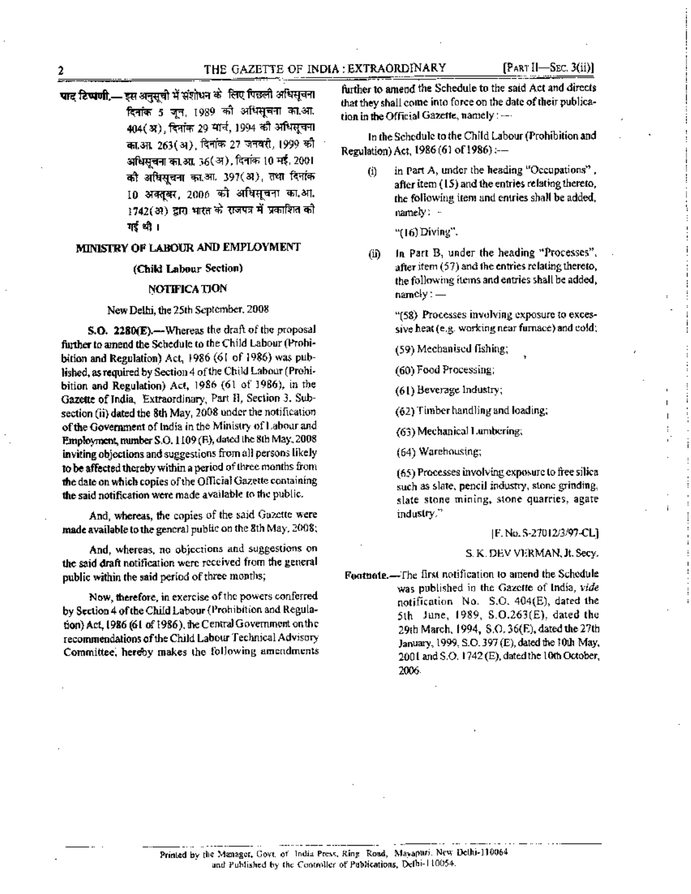पाद टिप्पणी.— इस अनुसूची में संशोधन के लिए पिछली अधिसूचना दिनांक 5 जून, 1989 को अधिसूचना का.आ. 404(अ), दिनांक 29 मार्च, 1994 की अधिसूचना का.आ. 263(अ), दिनांक 27 जनवरी, 1999 की अधिसूचना का.आ. 36(अ), दिनांक 10 मई, 2001 की अधिसूचना का.आ. 397(अ), तथा दिनांक 10 अक्तूबर, 2006 की अधिसूचना का.आ. 1742(अ) द्वारा भारत के राजपत्र में प्रकाशित की गई थी।

## MINISTRY OF LABOUR AND EMPLOYMENT

### (Child Labour Section)

### NOTIFICATION

New Delhi, the 25th September, 2008

**S.O. 2280(E).**—Whereas the draft of the proposal further to amend the Schedule to the Child Labour (Prohibition and Regulation) Act, 1986 (61 of 1986) was published, as required by Section 4 of the Child Labour (Prohibition and Regulation) Act, 1986 (61 of 1986), in the Gazette of India, Extraordinary, Part II, Section 3, Sub-section (ii) dated the 8th May, 2008 under the notification of the Government of India in the Ministry of Labour and Employment, number S.O. 1109 (E), dated the 8th May, 2008 inviting objections and suggestions from all persons likely to be affected thereby within a period of three months from the date on which copies of the Official Gazette containing the said notification were made available to the public.

And, whereas, the copies of the said Gazette were made available to the general public on the 8th May, 2008;

And, whereas, no objections and suggestions on the said draft notification were received from the general public within the said period of three months;

Now, therefore, in exercise of the powers conferred by Section 4 of the Child Labour (Prohibition and Regulation) Act, 1986 (61 of 1986), the Central Government on the recommendations of the Child Labour Technical Advisory Committee, hereby makes the following amendments further to amend the Schedule to the said Act and directs that they shall come into force on the date of their publication in the Official Gazette, namely :—

In the Schedule to the Child Labour (Prohibition and Regulation) Act, 1986 (61 of 1986) :—

(i) in Part A, under the heading "Occupations", after item (15) and the entries relating thereto, the following item and entries shall be added, namely : -

"(16) Diving".

(ii) In Part B, under the heading "Processes", after item (57) and the entries relating thereto, the following items and entries shall be added, namely : —

"(58) Processes involving exposure to excessive heat (e.g. working near furnace) and cold;

(59) Mechanised fishing;

(60) Food Processing;

(61) Beverage Industry;

(62) Timber handling and loading;

(63) Mechanical Lumbering;

(64) Warehousing;

(65) Processes involving exposure to free silica such as slate, pencil industry, stone grinding, slate stone mining, stone quarries, agate industry."

[F. No. S-27012/3/97-CL]

S. K. DEV VERMAN, Jt. Secy.

**Footnote.**—The first notification to amend the Schedule was published in the Gazette of India, *vide* notification No. S.O. 404(E), dated the 5th June, 1989, S.O.263(E), dated the 29th March, 1994, S.O. 36(E), dated the 27th January, 1999, S.O. 397 (E), dated the 10th May, 2001 and S.O. 1742 (E), dated the 10th October, 2006.

Printed by the Manager, Govt. of India Press, Ring Road, Mayapuri, New Delhi-110064 and Published by the Controller of Publications, Delhi-110054.